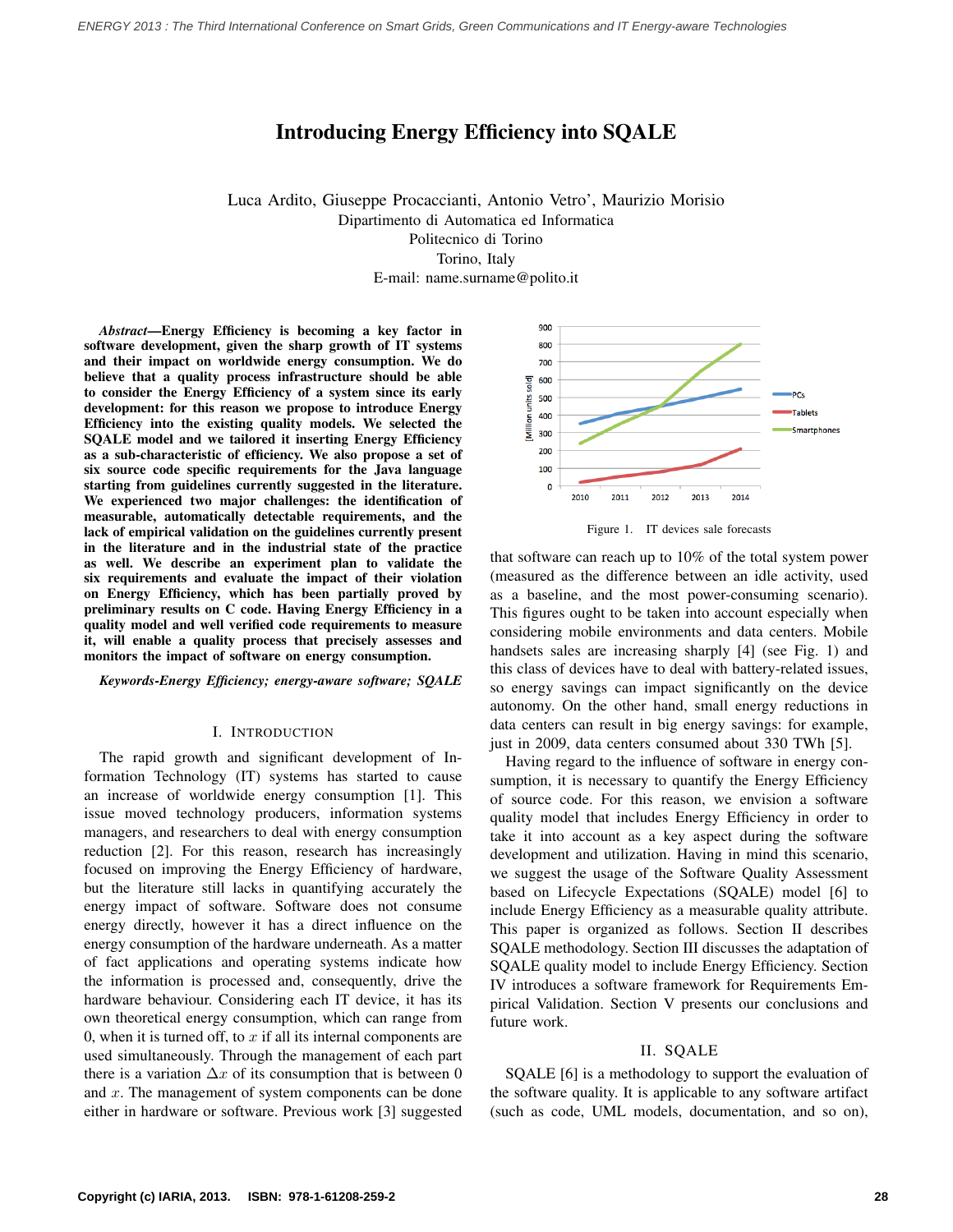# Introducing Energy Efficiency into SQALE

Luca Ardito, Giuseppe Procaccianti, Antonio Vetro', Maurizio Morisio
Dipartimento di Automatica ed Informatica
Politecnico di Torino
Torino, Italy
E-mail: name.surname@polito.it

***Abstract*—Energy Efficiency is becoming a key factor in software development, given the sharp growth of IT systems and their impact on worldwide energy consumption. We do believe that a quality process infrastructure should be able to consider the Energy Efficiency of a system since its early development: for this reason we propose to introduce Energy Efficiency into the existing quality models. We selected the SQALE model and we tailored it inserting Energy Efficiency as a sub-characteristic of efficiency. We also propose a set of six source code specific requirements for the Java language starting from guidelines currently suggested in the literature. We experienced two major challenges: the identification of measurable, automatically detectable requirements, and the lack of empirical validation on the guidelines currently present in the literature and in the industrial state of the practice as well. We describe an experiment plan to validate the six requirements and evaluate the impact of their violation on Energy Efficiency, which has been partially proved by preliminary results on C code. Having Energy Efficiency in a quality model and well verified code requirements to measure it, will enable a quality process that precisely assesses and monitors the impact of software on energy consumption.**

***Keywords-Energy Efficiency; energy-aware software; SQALE***

## I. Introduction

The rapid growth and significant development of Information Technology (IT) systems has started to cause an increase of worldwide energy consumption [1]. This issue moved technology producers, information systems managers, and researchers to deal with energy consumption reduction [2]. For this reason, research has increasingly focused on improving the Energy Efficiency of hardware, but the literature still lacks in quantifying accurately the energy impact of software. Software does not consume energy directly, however it has a direct influence on the energy consumption of the hardware underneath. As a matter of fact applications and operating systems indicate how the information is processed and, consequently, drive the hardware behaviour. Considering each IT device, it has its own theoretical energy consumption, which can range from 0, when it is turned off, to $x$ if all its internal components are used simultaneously. Through the management of each part there is a variation $\Delta x$ of its consumption that is between 0 and $x$. The management of system components can be done either in hardware or software. Previous work [3] suggested

900
800
700
600
500
400
300
200
100
0
[Million units sold]
2010 2011 2012 2013 2014
PCs
Tablets
Smartphones

Figure 1. IT devices sale forecasts

that software can reach up to 10% of the total system power (measured as the difference between an idle activity, used as a baseline, and the most power-consuming scenario). This figures ought to be taken into account especially when considering mobile environments and data centers. Mobile handsets sales are increasing sharply [4] (see Fig. 1) and this class of devices have to deal with battery-related issues, so energy savings can impact significantly on the device autonomy. On the other hand, small energy reductions in data centers can result in big energy savings: for example, just in 2009, data centers consumed about 330 TWh [5].

Having regard to the influence of software in energy consumption, it is necessary to quantify the Energy Efficiency of source code. For this reason, we envision a software quality model that includes Energy Efficiency in order to take it into account as a key aspect during the software development and utilization. Having in mind this scenario, we suggest the usage of the Software Quality Assessment based on Lifecycle Expectations (SQALE) model [6] to include Energy Efficiency as a measurable quality attribute. This paper is organized as follows. Section II describes SQALE methodology. Section III discusses the adaptation of SQALE quality model to include Energy Efficiency. Section IV introduces a software framework for Requirements Empirical Validation. Section V presents our conclusions and future work.

## II. SQALE

SQALE [6] is a methodology to support the evaluation of the software quality. It is applicable to any software artifact (such as code, UML models, documentation, and so on),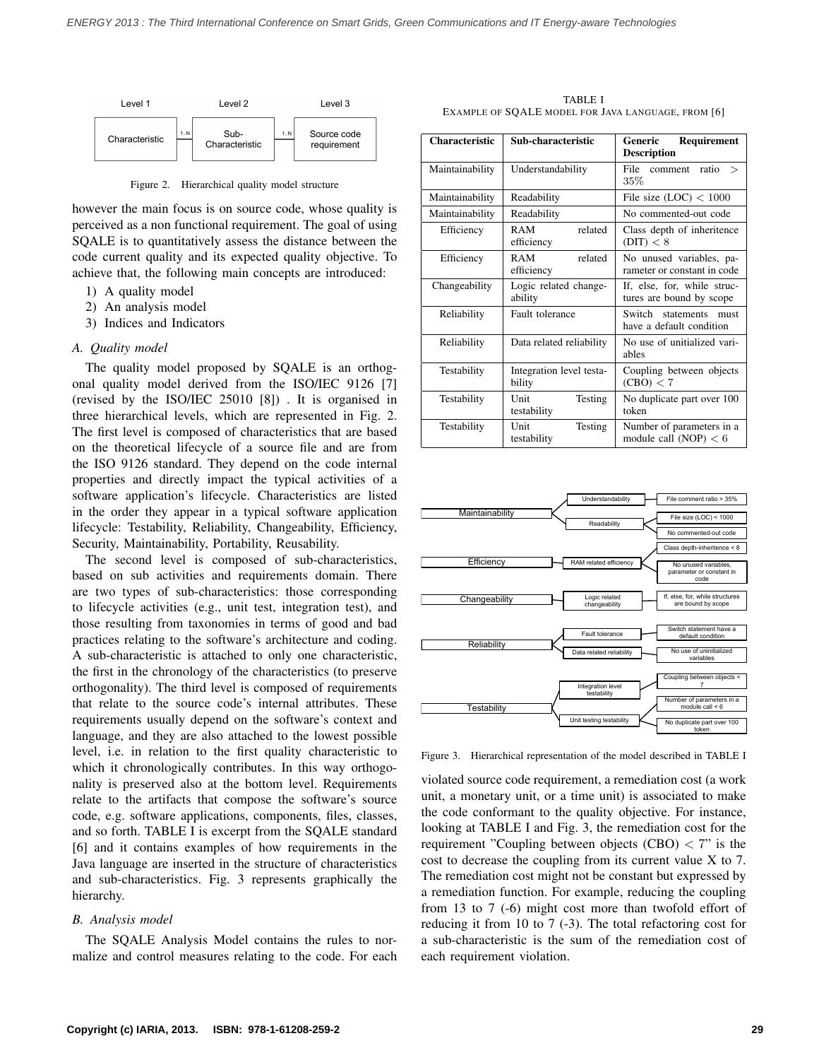Level 1

Level 2

Level 3

Characteristic

1..N

Sub-Characteristic

1..N

Source code requirement

Figure 2. Hierarchical quality model structure

however the main focus is on source code, whose quality is perceived as a non functional requirement. The goal of using SQALE is to quantitatively assess the distance between the code current quality and its expected quality objective. To achieve that, the following main concepts are introduced:

1) A quality model
2) An analysis model
3) Indices and Indicators

### A. Quality model

The quality model proposed by SQALE is an orthogonal quality model derived from the ISO/IEC 9126 [7] (revised by the ISO/IEC 25010 [8]) . It is organised in three hierarchical levels, which are represented in Fig. 2. The first level is composed of characteristics that are based on the theoretical lifecycle of a source file and are from the ISO 9126 standard. They depend on the code internal properties and directly impact the typical activities of a software application's lifecycle. Characteristics are listed in the order they appear in a typical software application lifecycle: Testability, Reliability, Changeability, Efficiency, Security, Maintainability, Portability, Reusability.

The second level is composed of sub-characteristics, based on sub activities and requirements domain. There are two types of sub-characteristics: those corresponding to lifecycle activities (e.g., unit test, integration test), and those resulting from taxonomies in terms of good and bad practices relating to the software's architecture and coding. A sub-characteristic is attached to only one characteristic, the first in the chronology of the characteristics (to preserve orthogonality). The third level is composed of requirements that relate to the source code's internal attributes. These requirements usually depend on the software's context and language, and they are also attached to the lowest possible level, i.e. in relation to the first quality characteristic to which it chronologically contributes. In this way orthogonality is preserved also at the bottom level. Requirements relate to the artifacts that compose the software's source code, e.g. software applications, components, files, classes, and so forth. TABLE I is excerpt from the SQALE standard [6] and it contains examples of how requirements in the Java language are inserted in the structure of characteristics and sub-characteristics. Fig. 3 represents graphically the hierarchy.

### B. Analysis model

The SQALE Analysis Model contains the rules to normalize and control measures relating to the code. For each

TABLE I
EXAMPLE OF SQALE MODEL FOR JAVA LANGUAGE, FROM [6]

| Characteristic | Sub-characteristic | Generic Requirement Description |
|---|---|---|
| Maintainability | Understandability | File comment ratio $>$ 35% |
| Maintainability | Readability | File size (LOC) $<$ 1000 |
| Maintainability | Readability | No commented-out code |
| Efficiency | RAM related efficiency | Class depth of inheritence (DIT) $<$ 8 |
| Efficiency | RAM related efficiency | No unused variables, parameter or constant in code |
| Changeability | Logic related changeability | If, else, for, while structures are bound by scope |
| Reliability | Fault tolerance | Switch statements must have a default condition |
| Reliability | Data related reliability | No use of unitialized variables |
| Testability | Integration level testability | Coupling between objects (CBO) $<$ 7 |
| Testability | Unit Testing testability | No duplicate part over 100 token |
| Testability | Unit Testing testability | Number of parameters in a module call (NOP) $<$ 6 |

Maintainability
Understandability
File comment ratio > 35%
Readability
File size (LOC) < 1000
No commented-out code
Efficiency
RAM related efficiency
Class depth-inheritence < 8
No unused variables, parameter or constant in code
Changeability
Logic related changeability
If, else, for, while structures are bound by scope
Reliability
Fault tolerance
Switch statement have a default condition
Data related reliability
No use of uninitialized variables
Testability
Integration level testability
Coupling between objects < 7
Unit testing testability
Number of parameters in a module call < 6
No duplicate part over 100 token

Figure 3. Hierarchical representation of the model described in TABLE I

violated source code requirement, a remediation cost (a work unit, a monetary unit, or a time unit) is associated to make the code conformant to the quality objective. For instance, looking at TABLE I and Fig. 3, the remediation cost for the requirement "Coupling between objects (CBO) $<$ 7" is the cost to decrease the coupling from its current value X to 7. The remediation cost might not be constant but expressed by a remediation function. For example, reducing the coupling from 13 to 7 (-6) might cost more than twofold effort of reducing it from 10 to 7 (-3). The total refactoring cost for a sub-characteristic is the sum of the remediation cost of each requirement violation.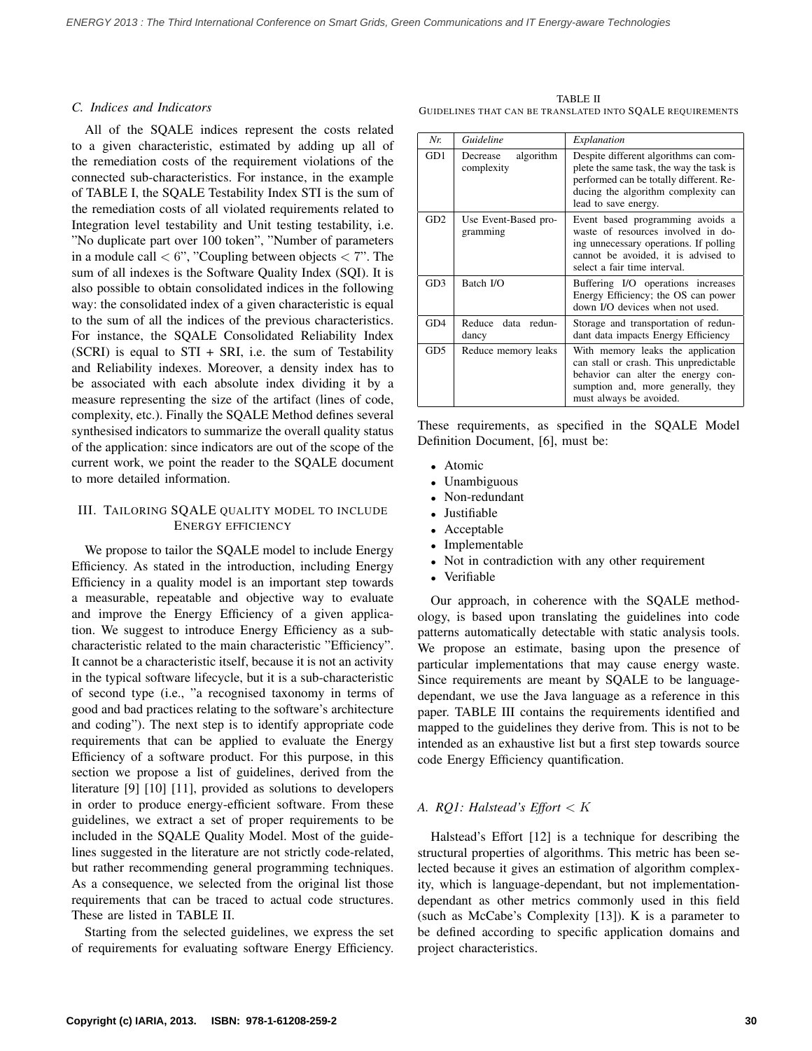### C. Indices and Indicators

All of the SQALE indices represent the costs related to a given characteristic, estimated by adding up all of the remediation costs of the requirement violations of the connected sub-characteristics. For instance, in the example of TABLE I, the SQALE Testability Index STI is the sum of the remediation costs of all violated requirements related to Integration level testability and Unit testing testability, i.e. "No duplicate part over 100 token", "Number of parameters in a module call $< 6$", "Coupling between objects $< 7$". The sum of all indexes is the Software Quality Index (SQI). It is also possible to obtain consolidated indices in the following way: the consolidated index of a given characteristic is equal to the sum of all the indices of the previous characteristics. For instance, the SQALE Consolidated Reliability Index (SCRI) is equal to STI + SRI, i.e. the sum of Testability and Reliability indexes. Moreover, a density index has to be associated with each absolute index dividing it by a measure representing the size of the artifact (lines of code, complexity, etc.). Finally the SQALE Method defines several synthesised indicators to summarize the overall quality status of the application: since indicators are out of the scope of the current work, we point the reader to the SQALE document to more detailed information.

## III. Tailoring SQALE quality model to include Energy efficiency

We propose to tailor the SQALE model to include Energy Efficiency. As stated in the introduction, including Energy Efficiency in a quality model is an important step towards a measurable, repeatable and objective way to evaluate and improve the Energy Efficiency of a given application. We suggest to introduce Energy Efficiency as a sub-characteristic related to the main characteristic "Efficiency". It cannot be a characteristic itself, because it is not an activity in the typical software lifecycle, but it is a sub-characteristic of second type (i.e., "a recognised taxonomy in terms of good and bad practices relating to the software's architecture and coding"). The next step is to identify appropriate code requirements that can be applied to evaluate the Energy Efficiency of a software product. For this purpose, in this section we propose a list of guidelines, derived from the literature [9] [10] [11], provided as solutions to developers in order to produce energy-efficient software. From these guidelines, we extract a set of proper requirements to be included in the SQALE Quality Model. Most of the guidelines suggested in the literature are not strictly code-related, but rather recommending general programming techniques. As a consequence, we selected from the original list those requirements that can be traced to actual code structures. These are listed in TABLE II.

Starting from the selected guidelines, we express the set of requirements for evaluating software Energy Efficiency.

TABLE II
Guidelines that can be translated into SQALE requirements

| *Nr.* | *Guideline* | *Explanation* |
|---|---|---|
| GD1 | Decrease algorithm complexity | Despite different algorithms can complete the same task, the way the task is performed can be totally different. Reducing the algorithm complexity can lead to save energy. |
| GD2 | Use Event-Based programming | Event based programming avoids a waste of resources involved in doing unnecessary operations. If polling cannot be avoided, it is advised to select a fair time interval. |
| GD3 | Batch I/O | Buffering I/O operations increases Energy Efficiency; the OS can power down I/O devices when not used. |
| GD4 | Reduce data redundancy | Storage and transportation of redundant data impacts Energy Efficiency |
| GD5 | Reduce memory leaks | With memory leaks the application can stall or crash. This unpredictable behavior can alter the energy consumption and, more generally, they must always be avoided. |

These requirements, as specified in the SQALE Model Definition Document, [6], must be:

- Atomic
- Unambiguous
- Non-redundant
- Justifiable
- Acceptable
- Implementable
- Not in contradiction with any other requirement
- Verifiable

Our approach, in coherence with the SQALE methodology, is based upon translating the guidelines into code patterns automatically detectable with static analysis tools. We propose an estimate, basing upon the presence of particular implementations that may cause energy waste. Since requirements are meant by SQALE to be language-dependant, we use the Java language as a reference in this paper. TABLE III contains the requirements identified and mapped to the guidelines they derive from. This is not to be intended as an exhaustive list but a first step towards source code Energy Efficiency quantification.

### A. RQ1: Halstead's Effort $< K$

Halstead's Effort [12] is a technique for describing the structural properties of algorithms. This metric has been selected because it gives an estimation of algorithm complexity, which is language-dependant, but not implementation-dependant as other metrics commonly used in this field (such as McCabe's Complexity [13]). K is a parameter to be defined according to specific application domains and project characteristics.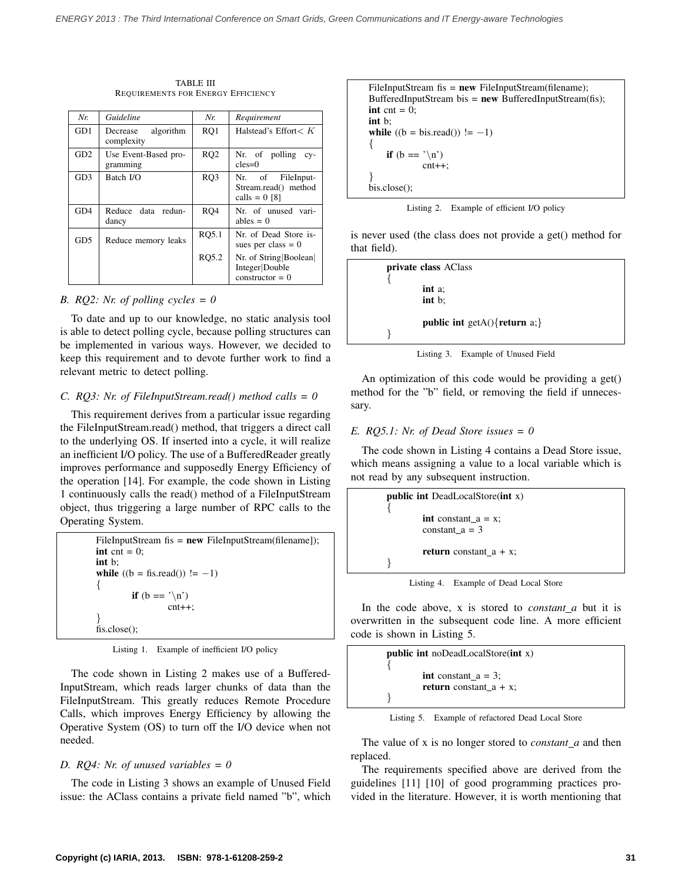TABLE III
REQUIREMENTS FOR ENERGY EFFICIENCY

| *Nr.* | *Guideline* | *Nr.* | *Requirement* |
|---|---|---|---|
| GD1 | Decrease algorithm complexity | RQ1 | Halstead's Effort $< K$ |
| GD2 | Use Event-Based programming | RQ2 | Nr. of polling cycles=0 |
| GD3 | Batch I/O | RQ3 | Nr. of FileInputStream.read() method calls = 0 [8] |
| GD4 | Reduce data redundancy | RQ4 | Nr. of unused variables = 0 |
| GD5 | Reduce memory leaks | RQ5.1 | Nr. of Dead Store issues per class = 0 |
| | | RQ5.2 | Nr. of String\|Boolean\|Integer\|Double constructor = 0 |

### *B. RQ2: Nr. of polling cycles = 0*

To date and up to our knowledge, no static analysis tool is able to detect polling cycle, because polling structures can be implemented in various ways. However, we decided to keep this requirement and to devote further work to find a relevant metric to detect polling.

### *C. RQ3: Nr. of FileInputStream.read() method calls = 0*

This requirement derives from a particular issue regarding the FileInputStream.read() method, that triggers a direct call to the underlying OS. If inserted into a cycle, it will realize an inefficient I/O policy. The use of a BufferedReader greatly improves performance and supposedly Energy Efficiency of the operation [14]. For example, the code shown in Listing 1 continuously calls the read() method of a FileInputStream object, thus triggering a large number of RPC calls to the Operating System.

```
FileInputStream fis = new FileInputStream(filename]);
int cnt = 0;
int b;
while ((b = fis.read()) != −1)
{
    if (b == '\n')
        cnt++;
}
fis.close();
```

Listing 1. Example of inefficient I/O policy

The code shown in Listing 2 makes use of a BufferedInputStream, which reads larger chunks of data than the FileInputStream. This greatly reduces Remote Procedure Calls, which improves Energy Efficiency by allowing the Operative System (OS) to turn off the I/O device when not needed.

```
FileInputStream fis = new FileInputStream(filename);
BufferedInputStream bis = new BufferedInputStream(fis);
int cnt = 0;
int b;
while ((b = bis.read()) != −1)
{
    if (b == '\n')
        cnt++;
}
bis.close();
```

Listing 2. Example of efficient I/O policy

### *D. RQ4: Nr. of unused variables = 0*

The code in Listing 3 shows an example of Unused Field issue: the AClass contains a private field named "b", which is never used (the class does not provide a get() method for that field).

```
private class AClass
{
    int a;
    int b;

    public int getA(){return a;}
}
```

Listing 3. Example of Unused Field

An optimization of this code would be providing a get() method for the "b" field, or removing the field if unnecessary.

### *E. RQ5.1: Nr. of Dead Store issues = 0*

The code shown in Listing 4 contains a Dead Store issue, which means assigning a value to a local variable which is not read by any subsequent instruction.

```
public int DeadLocalStore(int x)
{
    int constant_a = x;
    constant_a = 3

    return constant_a + x;
}
```

Listing 4. Example of Dead Local Store

In the code above, x is stored to *constant_a* but it is overwritten in the subsequent code line. A more efficient code is shown in Listing 5.

```
public int noDeadLocalStore(int x)
{
    int constant_a = 3;
    return constant_a + x;
}
```

Listing 5. Example of refactored Dead Local Store

The value of x is no longer stored to *constant_a* and then replaced.

The requirements specified above are derived from the guidelines [11] [10] of good programming practices provided in the literature. However, it is worth mentioning that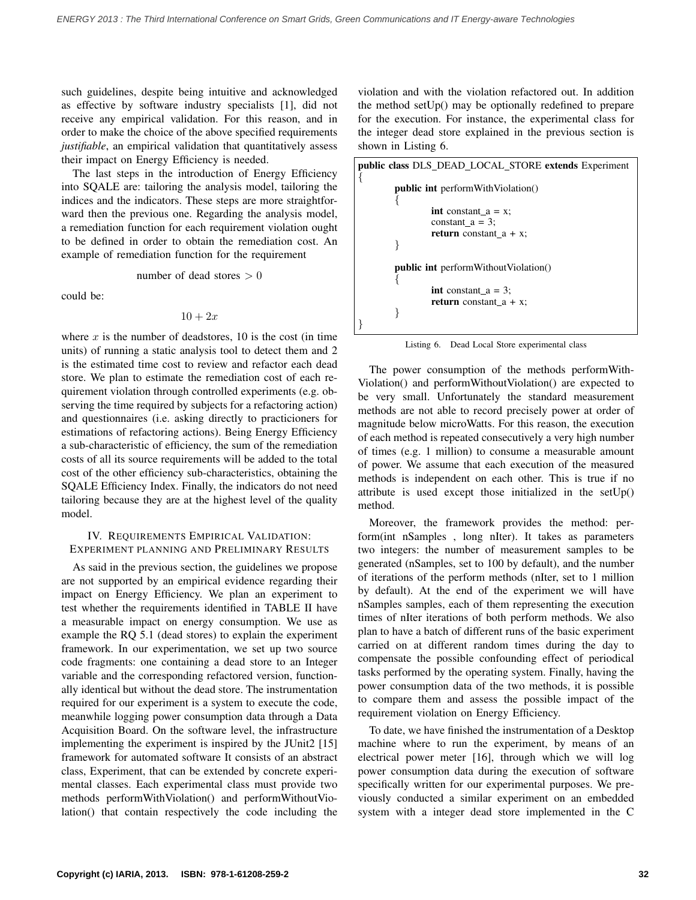such guidelines, despite being intuitive and acknowledged as effective by software industry specialists [1], did not receive any empirical validation. For this reason, and in order to make the choice of the above specified requirements *justifiable*, an empirical validation that quantitatively assess their impact on Energy Efficiency is needed.

The last steps in the introduction of Energy Efficiency into SQALE are: tailoring the analysis model, tailoring the indices and the indicators. These steps are more straightforward then the previous one. Regarding the analysis model, a remediation function for each requirement violation ought to be defined in order to obtain the remediation cost. An example of remediation function for the requirement

$$\text{number of dead stores} > 0$$

could be:

$$10 + 2x$$

where $x$ is the number of deadstores, 10 is the cost (in time units) of running a static analysis tool to detect them and 2 is the estimated time cost to review and refactor each dead store. We plan to estimate the remediation cost of each requirement violation through controlled experiments (e.g. observing the time required by subjects for a refactoring action) and questionnaires (i.e. asking directly to practicioners for estimations of refactoring actions). Being Energy Efficiency a sub-characteristic of efficiency, the sum of the remediation costs of all its source requirements will be added to the total cost of the other efficiency sub-characteristics, obtaining the SQALE Efficiency Index. Finally, the indicators do not need tailoring because they are at the highest level of the quality model.

## IV. Requirements Empirical Validation: Experiment planning and Preliminary Results

As said in the previous section, the guidelines we propose are not supported by an empirical evidence regarding their impact on Energy Efficiency. We plan an experiment to test whether the requirements identified in TABLE II have a measurable impact on energy consumption. We use as example the RQ 5.1 (dead stores) to explain the experiment framework. In our experimentation, we set up two source code fragments: one containing a dead store to an Integer variable and the corresponding refactored version, functionally identical but without the dead store. The instrumentation required for our experiment is a system to execute the code, meanwhile logging power consumption data through a Data Acquisition Board. On the software level, the infrastructure implementing the experiment is inspired by the JUnit2 [15] framework for automated software It consists of an abstract class, Experiment, that can be extended by concrete experimental classes. Each experimental class must provide two methods performWithViolation() and performWithoutViolation() that contain respectively the code including the violation and with the violation refactored out. In addition the method setUp() may be optionally redefined to prepare for the execution. For instance, the experimental class for the integer dead store explained in the previous section is shown in Listing 6.

```
public class DLS_DEAD_LOCAL_STORE extends Experiment
{
        public int performWithViolation()
        {
                int constant_a = x;
                constant_a = 3;
                return constant_a + x;
        }

        public int performWithoutViolation()
        {
                int constant_a = 3;
                return constant_a + x;
        }
}
```

Listing 6. Dead Local Store experimental class

The power consumption of the methods performWithViolation() and performWithoutViolation() are expected to be very small. Unfortunately the standard measurement methods are not able to record precisely power at order of magnitude below microWatts. For this reason, the execution of each method is repeated consecutively a very high number of times (e.g. 1 million) to consume a measurable amount of power. We assume that each execution of the measured methods is independent on each other. This is true if no attribute is used except those initialized in the setUp() method.

Moreover, the framework provides the method: perform(int nSamples , long nIter). It takes as parameters two integers: the number of measurement samples to be generated (nSamples, set to 100 by default), and the number of iterations of the perform methods (nIter, set to 1 million by default). At the end of the experiment we will have nSamples samples, each of them representing the execution times of nIter iterations of both perform methods. We also plan to have a batch of different runs of the basic experiment carried on at different random times during the day to compensate the possible confounding effect of periodical tasks performed by the operating system. Finally, having the power consumption data of the two methods, it is possible to compare them and assess the possible impact of the requirement violation on Energy Efficiency.

To date, we have finished the instrumentation of a Desktop machine where to run the experiment, by means of an electrical power meter [16], through which we will log power consumption data during the execution of software specifically written for our experimental purposes. We previously conducted a similar experiment on an embedded system with a integer dead store implemented in the C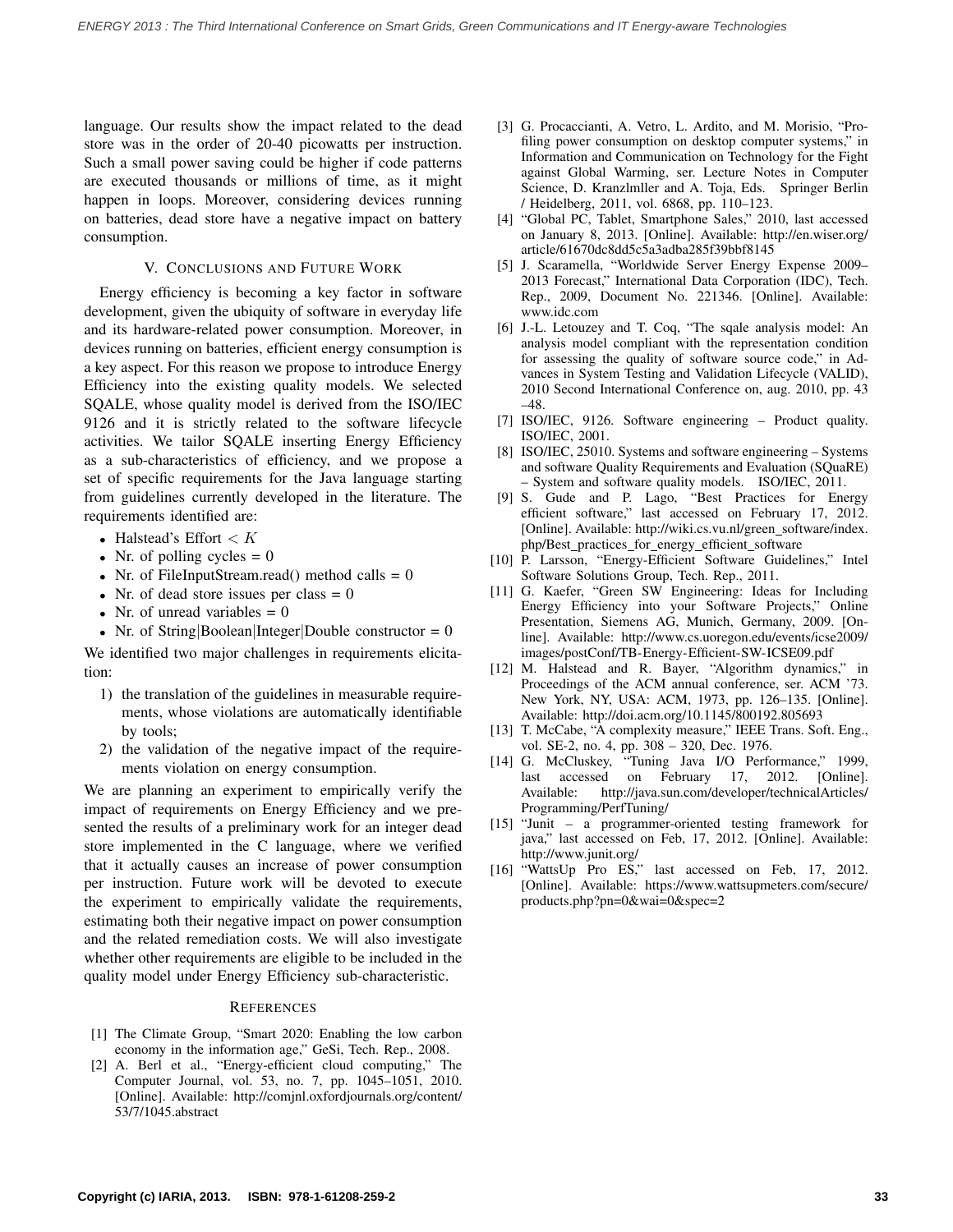language. Our results show the impact related to the dead store was in the order of 20-40 picowatts per instruction. Such a small power saving could be higher if code patterns are executed thousands or millions of time, as it might happen in loops. Moreover, considering devices running on batteries, dead store have a negative impact on battery consumption.

## V. Conclusions and Future Work

Energy efficiency is becoming a key factor in software development, given the ubiquity of software in everyday life and its hardware-related power consumption. Moreover, in devices running on batteries, efficient energy consumption is a key aspect. For this reason we propose to introduce Energy Efficiency into the existing quality models. We selected SQALE, whose quality model is derived from the ISO/IEC 9126 and it is strictly related to the software lifecycle activities. We tailor SQALE inserting Energy Efficiency as a sub-characteristics of efficiency, and we propose a set of specific requirements for the Java language starting from guidelines currently developed in the literature. The requirements identified are:

- Halstead's Effort $< K$
- Nr. of polling cycles = 0
- Nr. of FileInputStream.read() method calls = 0
- Nr. of dead store issues per class = 0
- Nr. of unread variables = 0
- Nr. of String|Boolean|Integer|Double constructor = 0

We identified two major challenges in requirements elicitation:

1) the translation of the guidelines in measurable requirements, whose violations are automatically identifiable by tools;
2) the validation of the negative impact of the requirements violation on energy consumption.

We are planning an experiment to empirically verify the impact of requirements on Energy Efficiency and we presented the results of a preliminary work for an integer dead store implemented in the C language, where we verified that it actually causes an increase of power consumption per instruction. Future work will be devoted to execute the experiment to empirically validate the requirements, estimating both their negative impact on power consumption and the related remediation costs. We will also investigate whether other requirements are eligible to be included in the quality model under Energy Efficiency sub-characteristic.

## References

[1] The Climate Group, "Smart 2020: Enabling the low carbon economy in the information age," GeSi, Tech. Rep., 2008.

[2] A. Berl et al., "Energy-efficient cloud computing," The Computer Journal, vol. 53, no. 7, pp. 1045–1051, 2010. [Online]. Available: http://comjnl.oxfordjournals.org/content/53/7/1045.abstract

[3] G. Procaccianti, A. Vetro, L. Ardito, and M. Morisio, "Profiling power consumption on desktop computer systems," in Information and Communication on Technology for the Fight against Global Warming, ser. Lecture Notes in Computer Science, D. Kranzlmller and A. Toja, Eds. Springer Berlin / Heidelberg, 2011, vol. 6868, pp. 110–123.

[4] "Global PC, Tablet, Smartphone Sales," 2010, last accessed on January 8, 2013. [Online]. Available: http://en.wiser.org/article/61670dc8dd5c5a3adba285f39bbf8145

[5] J. Scaramella, "Worldwide Server Energy Expense 2009–2013 Forecast," International Data Corporation (IDC), Tech. Rep., 2009, Document No. 221346. [Online]. Available: www.idc.com

[6] J.-L. Letouzey and T. Coq, "The sqale analysis model: An analysis model compliant with the representation condition for assessing the quality of software source code," in Advances in System Testing and Validation Lifecycle (VALID), 2010 Second International Conference on, aug. 2010, pp. 43 –48.

[7] ISO/IEC, 9126. Software engineering – Product quality. ISO/IEC, 2001.

[8] ISO/IEC, 25010. Systems and software engineering – Systems and software Quality Requirements and Evaluation (SQuaRE) – System and software quality models. ISO/IEC, 2011.

[9] S. Gude and P. Lago, "Best Practices for Energy efficient software," last accessed on February 17, 2012. [Online]. Available: http://wiki.cs.vu.nl/green_software/index.php/Best_practices_for_energy_efficient_software

[10] P. Larsson, "Energy-Efficient Software Guidelines," Intel Software Solutions Group, Tech. Rep., 2011.

[11] G. Kaefer, "Green SW Engineering: Ideas for Including Energy Efficiency into your Software Projects," Online Presentation, Siemens AG, Munich, Germany, 2009. [Online]. Available: http://www.cs.uoregon.edu/events/icse2009/images/postConf/TB-Energy-Efficient-SW-ICSE09.pdf

[12] M. Halstead and R. Bayer, "Algorithm dynamics," in Proceedings of the ACM annual conference, ser. ACM '73. New York, NY, USA: ACM, 1973, pp. 126–135. [Online]. Available: http://doi.acm.org/10.1145/800192.805693

[13] T. McCabe, "A complexity measure," IEEE Trans. Soft. Eng., vol. SE-2, no. 4, pp. 308 – 320, Dec. 1976.

[14] G. McCluskey, "Tuning Java I/O Performance," 1999, last accessed on February 17, 2012. [Online]. Available: http://java.sun.com/developer/technicalArticles/Programming/PerfTuning/

[15] "Junit – a programmer-oriented testing framework for java," last accessed on Feb, 17, 2012. [Online]. Available: http://www.junit.org/

[16] "WattsUp Pro ES," last accessed on Feb, 17, 2012. [Online]. Available: https://www.wattsupmeters.com/secure/products.php?pn=0&wai=0&spec=2